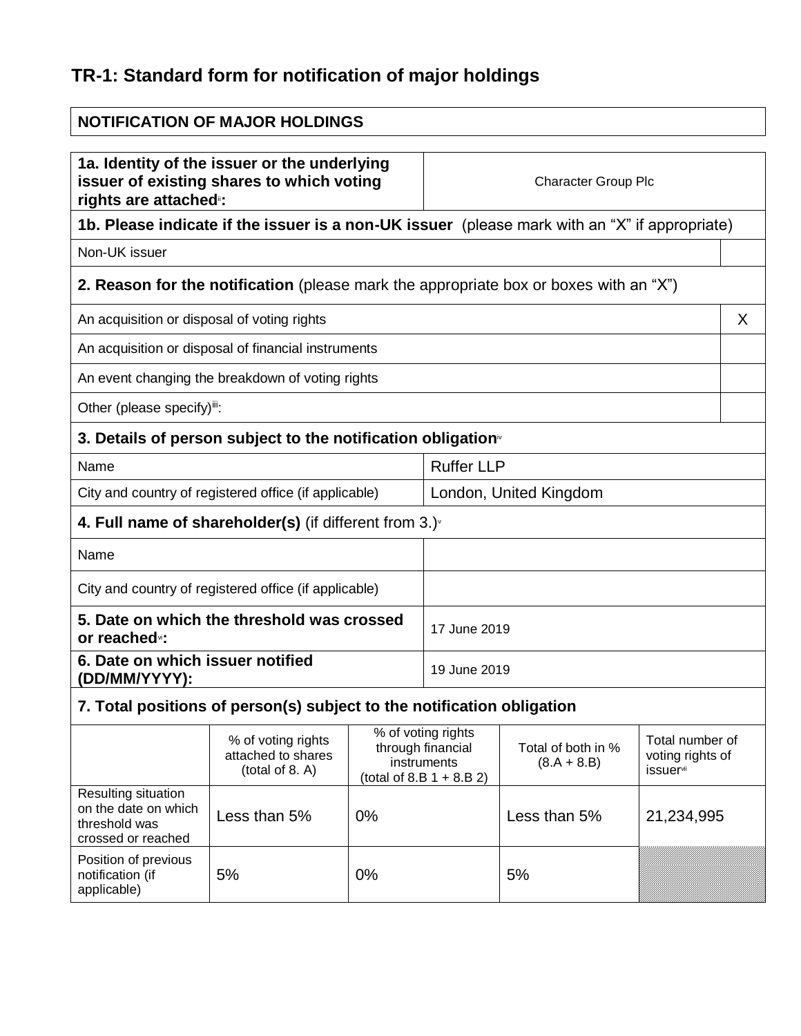# TR-1: Standard form for notification of major holdings

| NOTIFICATION OF MAJOR HOLDINGS |
|---|

| **1a. Identity of the issuer or the underlying issuer of existing shares to which voting rights are attached**[ii]**:** | Character Group Plc |
|---|---|

**1b. Please indicate if the issuer is a non-UK issuer** (please mark with an "X" if appropriate)

| Non-UK issuer | |
|---|---|

**2. Reason for the notification** (please mark the appropriate box or boxes with an "X")

| | |
|---|---|
| An acquisition or disposal of voting rights | X |
| An acquisition or disposal of financial instruments | |
| An event changing the breakdown of voting rights | |
| Other (please specify)[iii]: | |

**3. Details of person subject to the notification obligation**[iv]

| | |
|---|---|
| Name | Ruffer LLP |
| City and country of registered office (if applicable) | London, United Kingdom |

**4. Full name of shareholder(s)** (if different from 3.)[v]

| | |
|---|---|
| Name | |
| City and country of registered office (if applicable) | |

| | |
|---|---|
| **5. Date on which the threshold was crossed or reached**[vi]**:** | 17 June 2019 |
| **6. Date on which issuer notified (DD/MM/YYYY):** | 19 June 2019 |

**7. Total positions of person(s) subject to the notification obligation**

| | % of voting rights attached to shares (total of 8. A) | % of voting rights through financial instruments (total of 8.B 1 + 8.B 2) | Total of both in % (8.A + 8.B) | Total number of voting rights of issuer[vii] |
|---|---|---|---|---|
| Resulting situation on the date on which threshold was crossed or reached | Less than 5% | 0% | Less than 5% | 21,234,995 |
| Position of previous notification (if applicable) | 5% | 0% | 5% | |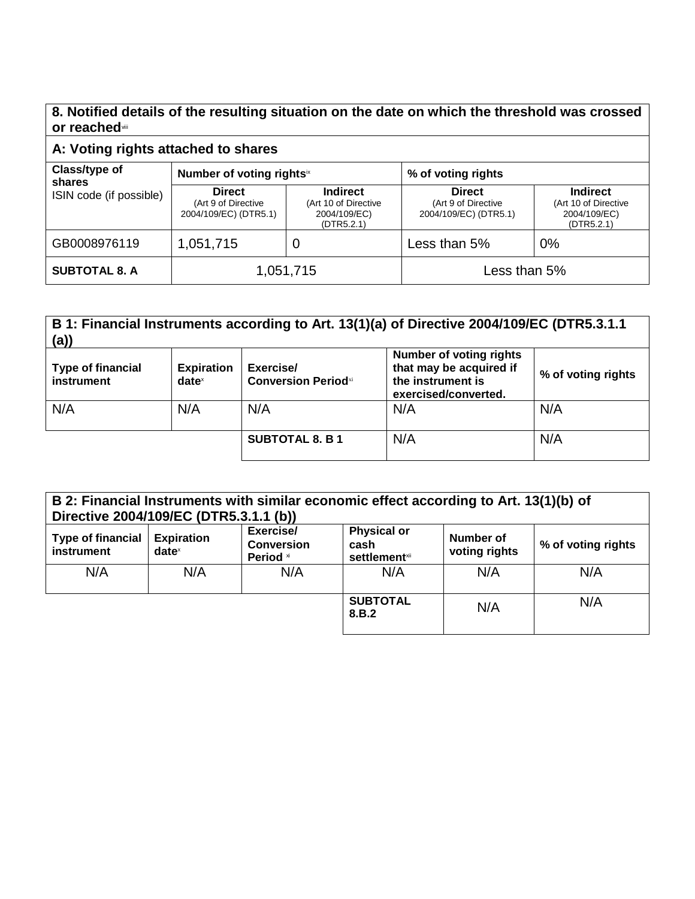## 8. Notified details of the resulting situation on the date on which the threshold was crossed or reached[viii]

### A: Voting rights attached to shares

| Class/type of shares ISIN code (if possible) | Number of voting rights[ix] | | % of voting rights | |
|---|---|---|---|---|
| | **Direct** (Art 9 of Directive 2004/109/EC) (DTR5.1) | **Indirect** (Art 10 of Directive 2004/109/EC) (DTR5.2.1) | **Direct** (Art 9 of Directive 2004/109/EC) (DTR5.1) | **Indirect** (Art 10 of Directive 2004/109/EC) (DTR5.2.1) |
| GB0008976119 | 1,051,715 | 0 | Less than 5% | 0% |
| **SUBTOTAL 8. A** | 1,051,715 | | Less than 5% | |

### B 1: Financial Instruments according to Art. 13(1)(a) of Directive 2004/109/EC (DTR5.3.1.1 (a))

| Type of financial instrument | Expiration date[x] | Exercise/ Conversion Period[xi] | Number of voting rights that may be acquired if the instrument is exercised/converted. | % of voting rights |
|---|---|---|---|---|
| N/A | N/A | N/A | N/A | N/A |
| | | **SUBTOTAL 8. B 1** | N/A | N/A |

### B 2: Financial Instruments with similar economic effect according to Art. 13(1)(b) of Directive 2004/109/EC (DTR5.3.1.1 (b))

| Type of financial instrument | Expiration date[x] | Exercise/ Conversion Period[xi] | Physical or cash settlement[xii] | Number of voting rights | % of voting rights |
|---|---|---|---|---|---|
| N/A | N/A | N/A | N/A | N/A | N/A |
| | | | **SUBTOTAL 8.B.2** | N/A | N/A |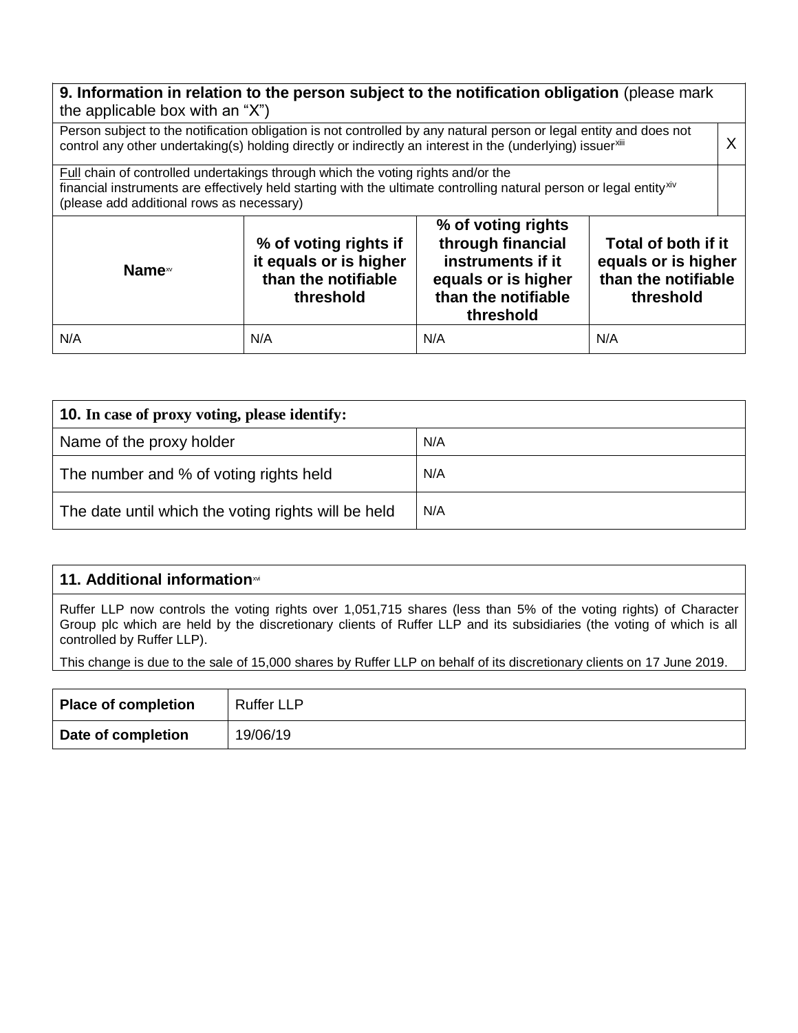| **9. Information in relation to the person subject to the notification obligation** (please mark the applicable box with an "X") | |
|---|---|
| Person subject to the notification obligation is not controlled by any natural person or legal entity and does not control any other undertaking(s) holding directly or indirectly an interest in the (underlying) issuer[xiii] | X |
| Full chain of controlled undertakings through which the voting rights and/or the financial instruments are effectively held starting with the ultimate controlling natural person or legal entity[xiv] (please add additional rows as necessary) | |

| **Name**[xv] | **% of voting rights if it equals or is higher than the notifiable threshold** | **% of voting rights through financial instruments if it equals or is higher than the notifiable threshold** | **Total of both if it equals or is higher than the notifiable threshold** |
|---|---|---|---|
| N/A | N/A | N/A | N/A |

| **10. In case of proxy voting, please identify:** | |
|---|---|
| Name of the proxy holder | N/A |
| The number and % of voting rights held | N/A |
| The date until which the voting rights will be held | N/A |

**11. Additional information**[xvi]

Ruffer LLP now controls the voting rights over 1,051,715 shares (less than 5% of the voting rights) of Character Group plc which are held by the discretionary clients of Ruffer LLP and its subsidiaries (the voting of which is all controlled by Ruffer LLP).

This change is due to the sale of 15,000 shares by Ruffer LLP on behalf of its discretionary clients on 17 June 2019.

| | |
|---|---|
| **Place of completion** | Ruffer LLP |
| **Date of completion** | 19/06/19 |